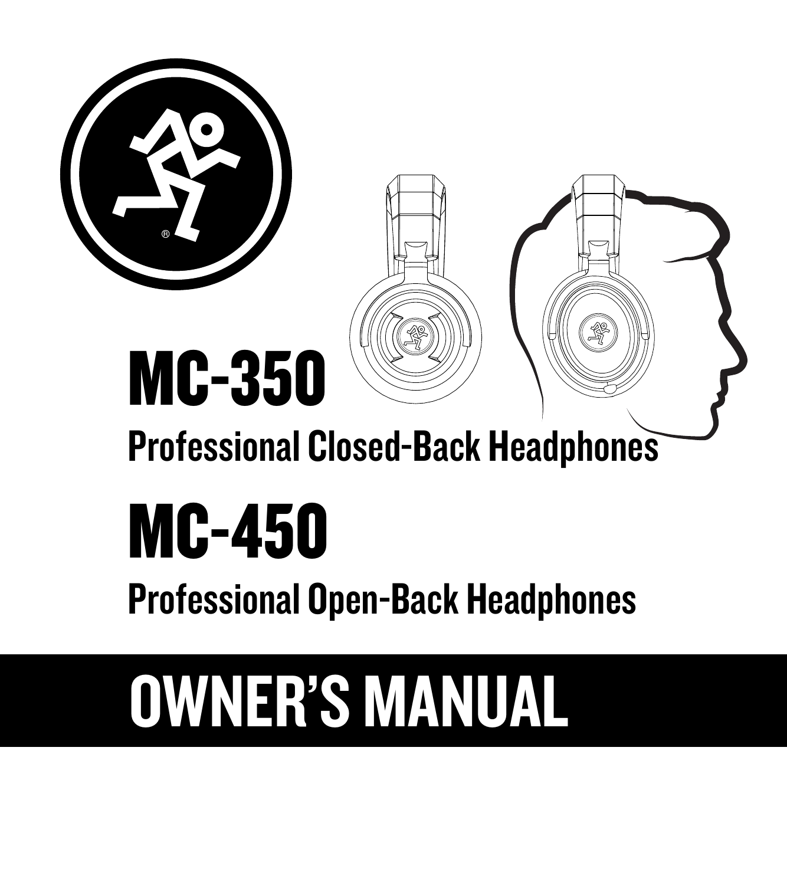# MC-350

## Professional Closed-Back Headphones

# MC-450

## Professional Open-Back Headphones

# OWNER'S MANUAL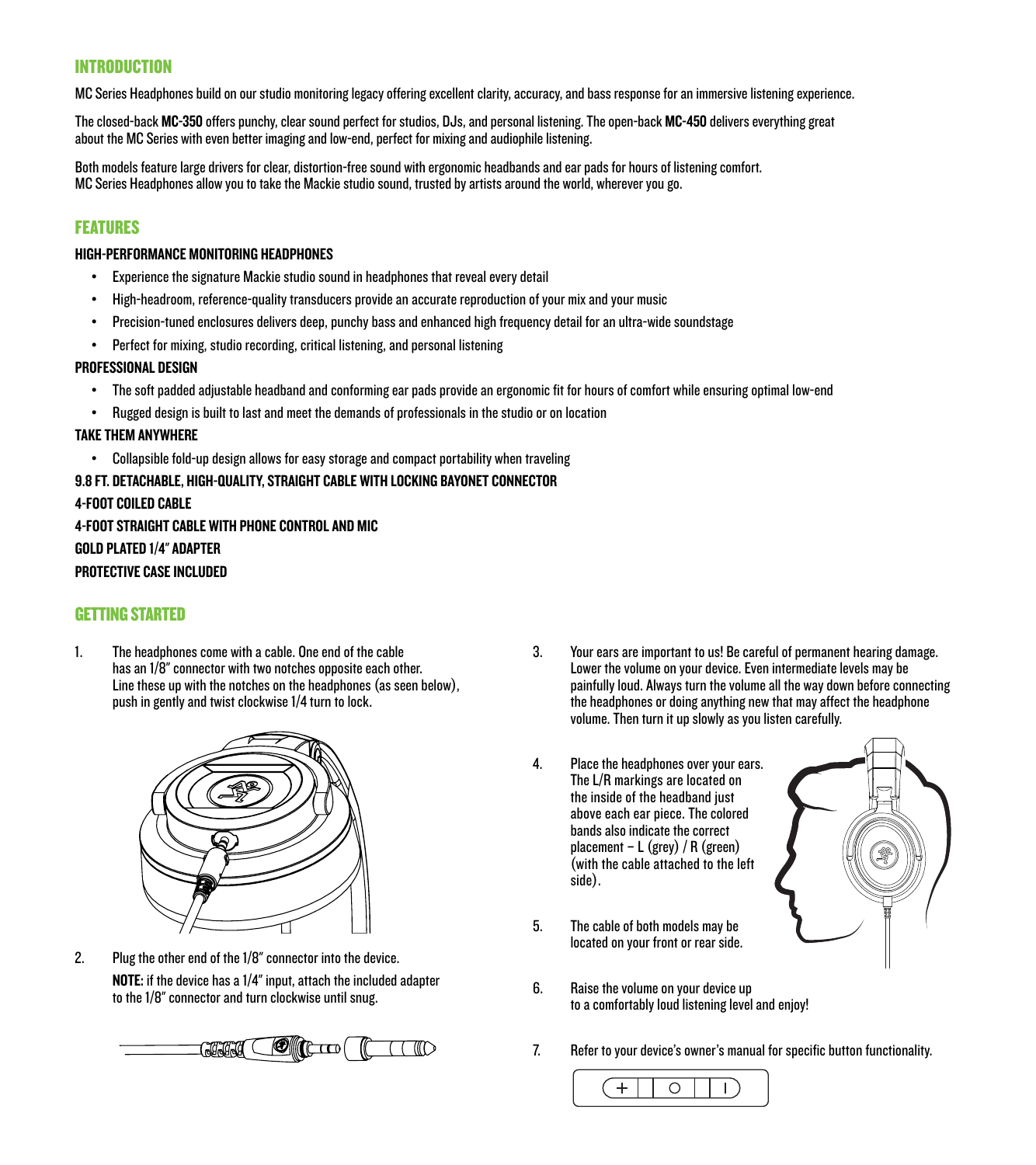## INTRODUCTION

MC Series Headphones build on our studio monitoring legacy offering excellent clarity, accuracy, and bass response for an immersive listening experience.

The closed-back **MC-350** offers punchy, clear sound perfect for studios, DJs, and personal listening. The open-back **MC-450** delivers everything great about the MC Series with even better imaging and low-end, perfect for mixing and audiophile listening.

Both models feature large drivers for clear, distortion-free sound with ergonomic headbands and ear pads for hours of listening comfort. MC Series Headphones allow you to take the Mackie studio sound, trusted by artists around the world, wherever you go.

## FEATURES

### HIGH-PERFORMANCE MONITORING HEADPHONES

- Experience the signature Mackie studio sound in headphones that reveal every detail
- High-headroom, reference-quality transducers provide an accurate reproduction of your mix and your music
- Precision-tuned enclosures delivers deep, punchy bass and enhanced high frequency detail for an ultra-wide soundstage
- Perfect for mixing, studio recording, critical listening, and personal listening

### PROFESSIONAL DESIGN

- The soft padded adjustable headband and conforming ear pads provide an ergonomic fit for hours of comfort while ensuring optimal low-end
- Rugged design is built to last and meet the demands of professionals in the studio or on location

### TAKE THEM ANYWHERE

- Collapsible fold-up design allows for easy storage and compact portability when traveling

### 9.8 FT. DETACHABLE, HIGH-QUALITY, STRAIGHT CABLE WITH LOCKING BAYONET CONNECTOR

### 4-FOOT COILED CABLE

### 4-FOOT STRAIGHT CABLE WITH PHONE CONTROL AND MIC

### GOLD PLATED 1/4" ADAPTER

### PROTECTIVE CASE INCLUDED

## GETTING STARTED

1. The headphones come with a cable. One end of the cable has an 1/8" connector with two notches opposite each other. Line these up with the notches on the headphones (as seen below), push in gently and twist clockwise 1/4 turn to lock.

2. Plug the other end of the 1/8" connector into the device.

   **NOTE:** if the device has a 1/4" input, attach the included adapter to the 1/8" connector and turn clockwise until snug.

3. Your ears are important to us! Be careful of permanent hearing damage. Lower the volume on your device. Even intermediate levels may be painfully loud. Always turn the volume all the way down before connecting the headphones or doing anything new that may affect the headphone volume. Then turn it up slowly as you listen carefully.

4. Place the headphones over your ears. The L/R markings are located on the inside of the headband just above each ear piece. The colored bands also indicate the correct placement – L (grey) / R (green) (with the cable attached to the left side).

5. The cable of both models may be located on your front or rear side.

6. Raise the volume on your device up to a comfortably loud listening level and enjoy!

7. Refer to your device's owner's manual for specific button functionality.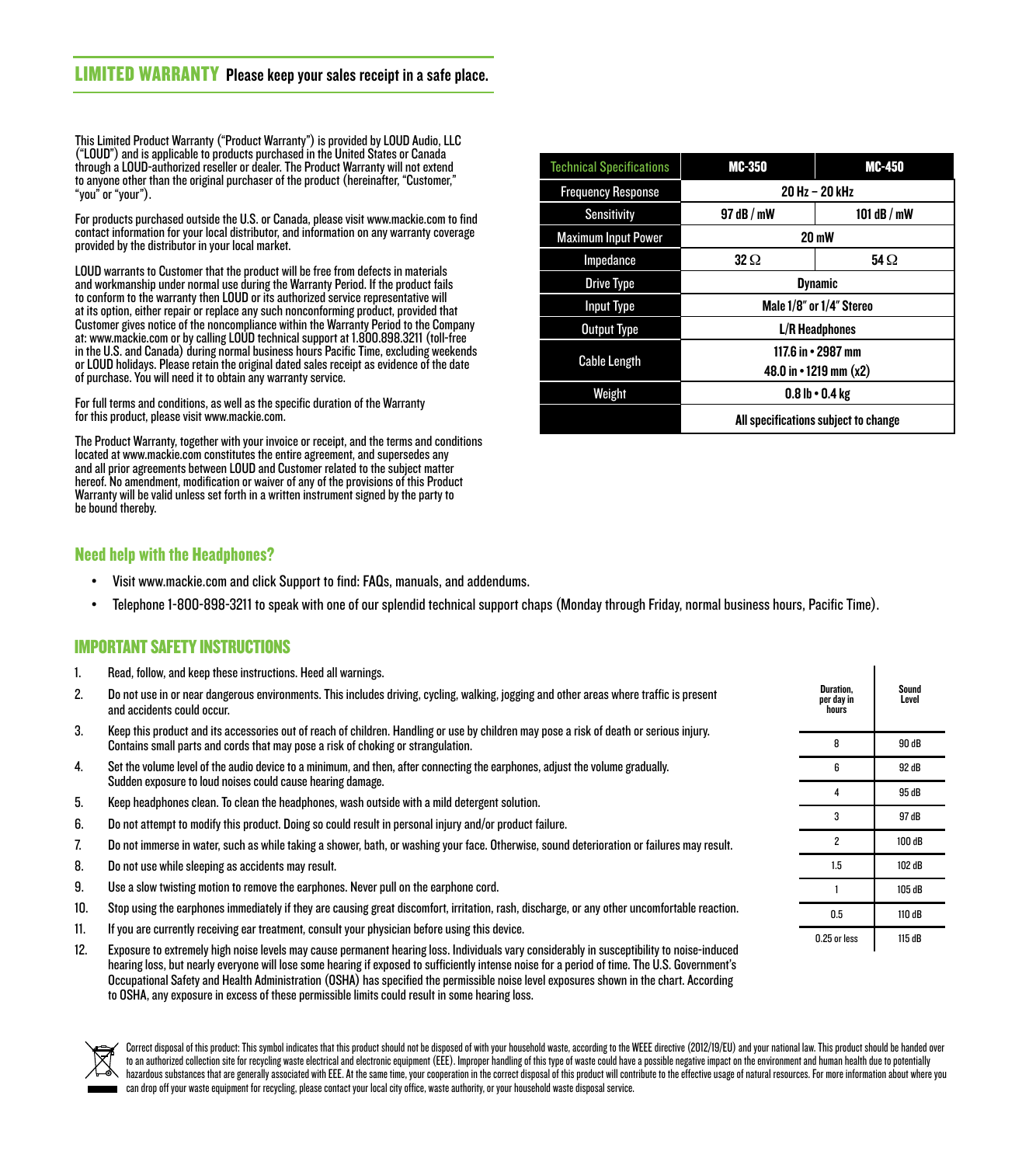## LIMITED WARRANTY **Please keep your sales receipt in a safe place.**

This Limited Product Warranty ("Product Warranty") is provided by LOUD Audio, LLC ("LOUD") and is applicable to products purchased in the United States or Canada through a LOUD-authorized reseller or dealer. The Product Warranty will not extend to anyone other than the original purchaser of the product (hereinafter, "Customer," "you" or "your").

For products purchased outside the U.S. or Canada, please visit www.mackie.com to find contact information for your local distributor, and information on any warranty coverage provided by the distributor in your local market.

LOUD warrants to Customer that the product will be free from defects in materials and workmanship under normal use during the Warranty Period. If the product fails to conform to the warranty then LOUD or its authorized service representative will at its option, either repair or replace any such nonconforming product, provided that Customer gives notice of the noncompliance within the Warranty Period to the Company at: www.mackie.com or by calling LOUD technical support at 1.800.898.3211 (toll-free in the U.S. and Canada) during normal business hours Pacific Time, excluding weekends or LOUD holidays. Please retain the original dated sales receipt as evidence of the date of purchase. You will need it to obtain any warranty service.

For full terms and conditions, as well as the specific duration of the Warranty for this product, please visit www.mackie.com.

The Product Warranty, together with your invoice or receipt, and the terms and conditions located at www.mackie.com constitutes the entire agreement, and supersedes any and all prior agreements between LOUD and Customer related to the subject matter hereof. No amendment, modification or waiver of any of the provisions of this Product Warranty will be valid unless set forth in a written instrument signed by the party to be bound thereby.

| Technical Specifications | MC-350 | MC-450 |
|---|---|---|
| Frequency Response | 20 Hz – 20 kHz | |
| Sensitivity | 97 dB / mW | 101 dB / mW |
| Maximum Input Power | 20 mW | |
| Impedance | 32 Ω | 54 Ω |
| Drive Type | Dynamic | |
| Input Type | Male 1/8" or 1/4" Stereo | |
| Output Type | L/R Headphones | |
| Cable Length | 117.6 in • 2987 mm<br>48.0 in • 1219 mm (x2) | |
| Weight | 0.8 lb • 0.4 kg | |
| | All specifications subject to change | |

## Need help with the Headphones?

- Visit www.mackie.com and click Support to find: FAQs, manuals, and addendums.
- Telephone 1-800-898-3211 to speak with one of our splendid technical support chaps (Monday through Friday, normal business hours, Pacific Time).

## IMPORTANT SAFETY INSTRUCTIONS

1. Read, follow, and keep these instructions. Heed all warnings.
2. Do not use in or near dangerous environments. This includes driving, cycling, walking, jogging and other areas where traffic is present and accidents could occur.
3. Keep this product and its accessories out of reach of children. Handling or use by children may pose a risk of death or serious injury. Contains small parts and cords that may pose a risk of choking or strangulation.
4. Set the volume level of the audio device to a minimum, and then, after connecting the earphones, adjust the volume gradually. Sudden exposure to loud noises could cause hearing damage.
5. Keep headphones clean. To clean the headphones, wash outside with a mild detergent solution.
6. Do not attempt to modify this product. Doing so could result in personal injury and/or product failure.
7. Do not immerse in water, such as while taking a shower, bath, or washing your face. Otherwise, sound deterioration or failures may result.
8. Do not use while sleeping as accidents may result.
9. Use a slow twisting motion to remove the earphones. Never pull on the earphone cord.
10. Stop using the earphones immediately if they are causing great discomfort, irritation, rash, discharge, or any other uncomfortable reaction.
11. If you are currently receiving ear treatment, consult your physician before using this device.
12. Exposure to extremely high noise levels may cause permanent hearing loss. Individuals vary considerably in susceptibility to noise-induced hearing loss, but nearly everyone will lose some hearing if exposed to sufficiently intense noise for a period of time. The U.S. Government's Occupational Safety and Health Administration (OSHA) has specified the permissible noise level exposures shown in the chart. According to OSHA, any exposure in excess of these permissible limits could result in some hearing loss.

| Duration, per day in hours | Sound Level |
|---|---|
| 8 | 90 dB |
| 6 | 92 dB |
| 4 | 95 dB |
| 3 | 97 dB |
| 2 | 100 dB |
| 1.5 | 102 dB |
| 1 | 105 dB |
| 0.5 | 110 dB |
| 0.25 or less | 115 dB |

Correct disposal of this product: This symbol indicates that this product should not be disposed of with your household waste, according to the WEEE directive (2012/19/EU) and your national law. This product should be handed over to an authorized collection site for recycling waste electrical and electronic equipment (EEE). Improper handling of this type of waste could have a possible negative impact on the environment and human health due to potentially hazardous substances that are generally associated with EEE. At the same time, your cooperation in the correct disposal of this product will contribute to the effective usage of natural resources. For more information about where you can drop off your waste equipment for recycling, please contact your local city office, waste authority, or your household waste disposal service.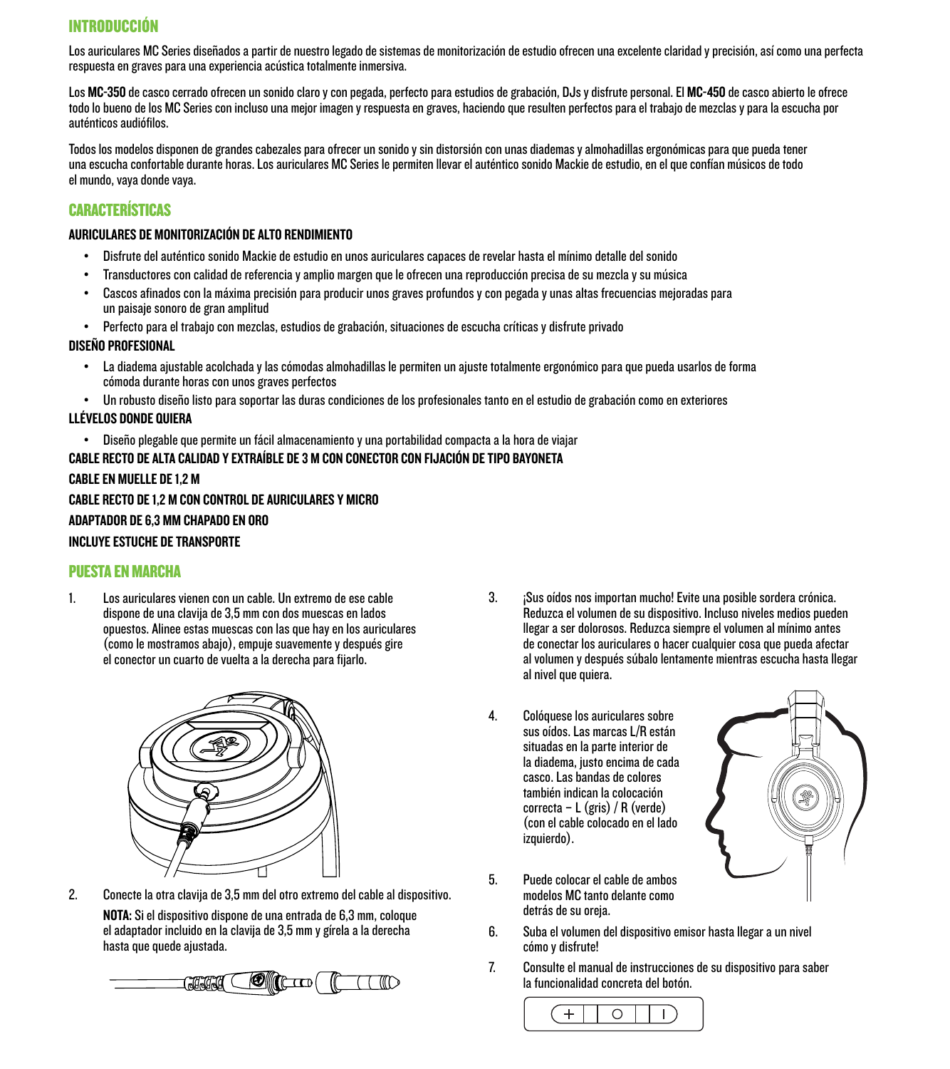## INTRODUCCIÓN

Los auriculares MC Series diseñados a partir de nuestro legado de sistemas de monitorización de estudio ofrecen una excelente claridad y precisión, así como una perfecta respuesta en graves para una experiencia acústica totalmente inmersiva.

Los **MC-350** de casco cerrado ofrecen un sonido claro y con pegada, perfecto para estudios de grabación, DJs y disfrute personal. El **MC-450** de casco abierto le ofrece todo lo bueno de los MC Series con incluso una mejor imagen y respuesta en graves, haciendo que resulten perfectos para el trabajo de mezclas y para la escucha por auténticos audiófilos.

Todos los modelos disponen de grandes cabezales para ofrecer un sonido y sin distorsión con unas diademas y almohadillas ergonómicas para que pueda tener una escucha confortable durante horas. Los auriculares MC Series le permiten llevar el auténtico sonido Mackie de estudio, en el que confían músicos de todo el mundo, vaya donde vaya.

## CARACTERÍSTICAS

### AURICULARES DE MONITORIZACIÓN DE ALTO RENDIMIENTO

- Disfrute del auténtico sonido Mackie de estudio en unos auriculares capaces de revelar hasta el mínimo detalle del sonido
- Transductores con calidad de referencia y amplio margen que le ofrecen una reproducción precisa de su mezcla y su música
- Cascos afinados con la máxima precisión para producir unos graves profundos y con pegada y unas altas frecuencias mejoradas para un paisaje sonoro de gran amplitud
- Perfecto para el trabajo con mezclas, estudios de grabación, situaciones de escucha críticas y disfrute privado

### DISEÑO PROFESIONAL

- La diadema ajustable acolchada y las cómodas almohadillas le permiten un ajuste totalmente ergonómico para que pueda usarlos de forma cómoda durante horas con unos graves perfectos
- Un robusto diseño listo para soportar las duras condiciones de los profesionales tanto en el estudio de grabación como en exteriores

### LLÉVELOS DONDE QUIERA

- Diseño plegable que permite un fácil almacenamiento y una portabilidad compacta a la hora de viajar

### CABLE RECTO DE ALTA CALIDAD Y EXTRAÍBLE DE 3 M CON CONECTOR CON FIJACIÓN DE TIPO BAYONETA

### CABLE EN MUELLE DE 1,2 M

### CABLE RECTO DE 1,2 M CON CONTROL DE AURICULARES Y MICRO

### ADAPTADOR DE 6,3 MM CHAPADO EN ORO

### INCLUYE ESTUCHE DE TRANSPORTE

## PUESTA EN MARCHA

1. Los auriculares vienen con un cable. Un extremo de ese cable dispone de una clavija de 3,5 mm con dos muescas en lados opuestos. Alinee estas muescas con las que hay en los auriculares (como le mostramos abajo), empuje suavemente y después gire el conector un cuarto de vuelta a la derecha para fijarlo.

2. Conecte la otra clavija de 3,5 mm del otro extremo del cable al dispositivo.

   **NOTA:** Si el dispositivo dispone de una entrada de 6,3 mm, coloque el adaptador incluido en la clavija de 3,5 mm y gírela a la derecha hasta que quede ajustada.

3. ¡Sus oídos nos importan mucho! Evite una posible sordera crónica. Reduzca el volumen de su dispositivo. Incluso niveles medios pueden llegar a ser dolorosos. Reduzca siempre el volumen al mínimo antes de conectar los auriculares o hacer cualquier cosa que pueda afectar al volumen y después súbalo lentamente mientras escucha hasta llegar al nivel que quiera.

4. Colóquese los auriculares sobre sus oídos. Las marcas L/R están situadas en la parte interior de la diadema, justo encima de cada casco. Las bandas de colores también indican la colocación correcta – L (gris) / R (verde) (con el cable colocado en el lado izquierdo).

5. Puede colocar el cable de ambos modelos MC tanto delante como detrás de su oreja.

6. Suba el volumen del dispositivo emisor hasta llegar a un nivel cómo y disfrute!

7. Consulte el manual de instrucciones de su dispositivo para saber la funcionalidad concreta del botón.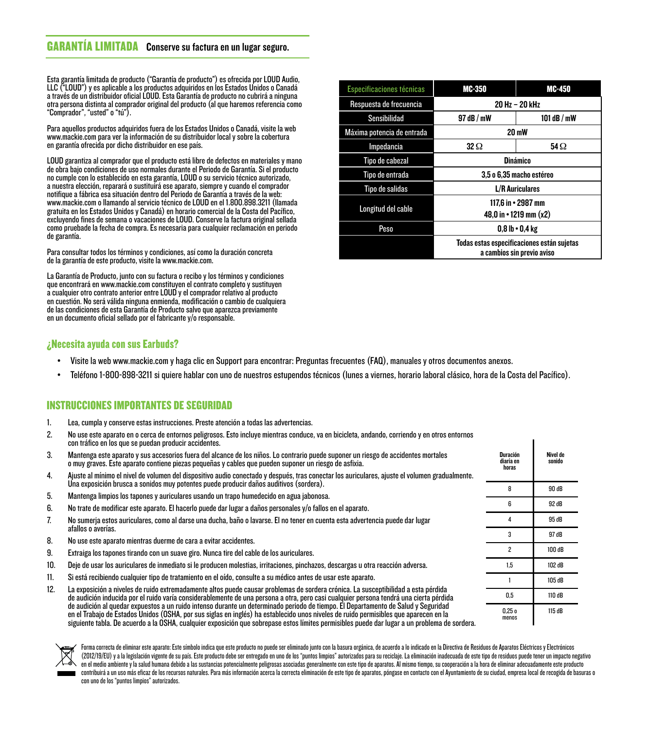## GARANTÍA LIMITADA **Conserve su factura en un lugar seguro.**

Esta garantía limitada de producto ("Garantía de producto") es ofrecida por LOUD Audio, LLC ("LOUD") y es aplicable a los productos adquiridos en los Estados Unidos o Canadá a través de un distribuidor oficial LOUD. Esta Garantía de producto no cubrirá a ninguna otra persona distinta al comprador original del producto (al que haremos referencia como "Comprador", "usted" o "tú").

Para aquellos productos adquiridos fuera de los Estados Unidos o Canadá, visite la web www.mackie.com para ver la información de su distribuidor local y sobre la cobertura en garantía ofrecida por dicho distribuidor en ese país.

LOUD garantiza al comprador que el producto está libre de defectos en materiales y mano de obra bajo condiciones de uso normales durante el Periodo de Garantía. Si el producto no cumple con lo establecido en esta garantía, LOUD o su servicio técnico autorizado, a nuestra elección, reparará o sustituirá ese aparato, siempre y cuando el comprador notifique a fábrica esa situación dentro del Periodo de Garantía a través de la web: www.mackie.com o llamando al servicio técnico de LOUD en el 1.800.898.3211 (llamada gratuita en los Estados Unidos y Canadá) en horario comercial de la Costa del Pacífico, excluyendo fines de semana o vacaciones de LOUD. Conserve la factura original sellada como pruebade la fecha de compra. Es necesaria para cualquier reclamación en periodo de garantía.

Para consultar todos los términos y condiciones, así como la duración concreta de la garantía de este producto, visite la www.mackie.com.

La Garantía de Producto, junto con su factura o recibo y los términos y condiciones que encontrará en www.mackie.com constituyen el contrato completo y sustituyen a cualquier otro contrato anterior entre LOUD y el comprador relativo al producto en cuestión. No será válida ninguna enmienda, modificación o cambio de cualquiera de las condiciones de esta Garantía de Producto salvo que aparezca previamente en un documento oficial sellado por el fabricante y/o responsable.

| Especificaciones técnicas | MC-350 | MC-450 |
|---|---|---|
| Respuesta de frecuencia | 20 Hz – 20 kHz | |
| Sensibilidad | 97 dB / mW | 101 dB / mW |
| Máxima potencia de entrada | 20 mW | |
| Impedancia | 32 Ω | 54 Ω |
| Tipo de cabezal | Dinámico | |
| Tipo de entrada | 3,5 o 6,35 macho estéreo | |
| Tipo de salidas | L/R Auriculares | |
| Longitud del cable | 117,6 in • 2987 mm<br>48,0 in • 1219 mm (x2) | |
| Peso | 0,8 lb • 0,4 kg | |
| | Todas estas especificaciones están sujetas a cambios sin previo aviso | |

## ¿Necesita ayuda con sus Earbuds?

- Visite la web www.mackie.com y haga clic en Support para encontrar: Preguntas frecuentes (FAQ), manuales y otros documentos anexos.
- Teléfono 1-800-898-3211 si quiere hablar con uno de nuestros estupendos técnicos (lunes a viernes, horario laboral clásico, hora de la Costa del Pacífico).

## INSTRUCCIONES IMPORTANTES DE SEGURIDAD

1. Lea, cumpla y conserve estas instrucciones. Preste atención a todas las advertencias.
2. No use este aparato en o cerca de entornos peligrosos. Esto incluye mientras conduce, va en bicicleta, andando, corriendo y en otros entornos con tráfico en los que se puedan producir accidentes.
3. Mantenga este aparato y sus accesorios fuera del alcance de los niños. Lo contrario puede suponer un riesgo de accidentes mortales o muy graves. Este aparato contiene piezas pequeñas y cables que pueden suponer un riesgo de asfixia.
4. Ajuste al mínimo el nivel de volumen del dispositivo audio conectado y después, tras conectar los auriculares, ajuste el volumen gradualmente. Una exposición brusca a sonidos muy potentes puede producir daños auditivos (sordera).
5. Mantenga limpios los tapones y auriculares usando un trapo humedecido en agua jabonosa.
6. No trate de modificar este aparato. El hacerlo puede dar lugar a daños personales y/o fallos en el aparato.
7. No sumerja estos auriculares, como al darse una ducha, baño o lavarse. El no tener en cuenta esta advertencia puede dar lugar afallos o averías.
8. No use este aparato mientras duerme de cara a evitar accidentes.
9. Extraiga los tapones tirando con un suave giro. Nunca tire del cable de los auriculares.
10. Deje de usar los auriculares de inmediato si le producen molestias, irritaciones, pinchazos, descargas u otra reacción adversa.
11. Si está recibiendo cualquier tipo de tratamiento en el oído, consulte a su médico antes de usar este aparato.
12. La exposición a niveles de ruido extremadamente altos puede causar problemas de sordera crónica. La susceptibilidad a esta pérdida de audición inducida por el ruido varía considerablemente de una persona a otra, pero casi cualquier persona tendrá una cierta pérdida de audición al quedar expuestos a un ruido intenso durante un determinado periodo de tiempo. El Departamento de Salud y Seguridad en el Trabajo de Estados Unidos (OSHA, por sus siglas en inglés) ha establecido unos niveles de ruido permisibles que aparecen en la siguiente tabla. De acuerdo a la OSHA, cualquier exposición que sobrepase estos límites permisibles puede dar lugar a un problema de sordera.

| Duración diaria en horas | Nivel de sonido |
|---|---|
| 8 | 90 dB |
| 6 | 92 dB |
| 4 | 95 dB |
| 3 | 97 dB |
| 2 | 100 dB |
| 1,5 | 102 dB |
| 1 | 105 dB |
| 0,5 | 110 dB |
| 0,25 o menos | 115 dB |

Forma correcta de eliminar este aparato: Este símbolo indica que este producto no puede ser eliminado junto con la basura orgánica, de acuerdo a lo indicado en la Directiva de Residuos de Aparatos Eléctricos y Electrónicos (2012/19/EU) y a la legislación vigente de su país. Este producto debe ser entregado en uno de los "puntos limpios" autorizados para su reciclaje. La eliminación inadecuada de este tipo de residuos puede tener un impacto negativo en el medio ambiente y la salud humana debido a las sustancias potencialmente peligrosas asociadas generalmente con este tipo de aparatos. Al mismo tiempo, su cooperación a la hora de eliminar adecuadamente este producto contribuirá a un uso más eficaz de los recursos naturales. Para más información acerca la correcta eliminación de este tipo de aparatos, póngase en contacto con el Ayuntamiento de su ciudad, empresa local de recogida de basuras o con uno de los "puntos limpios" autorizados.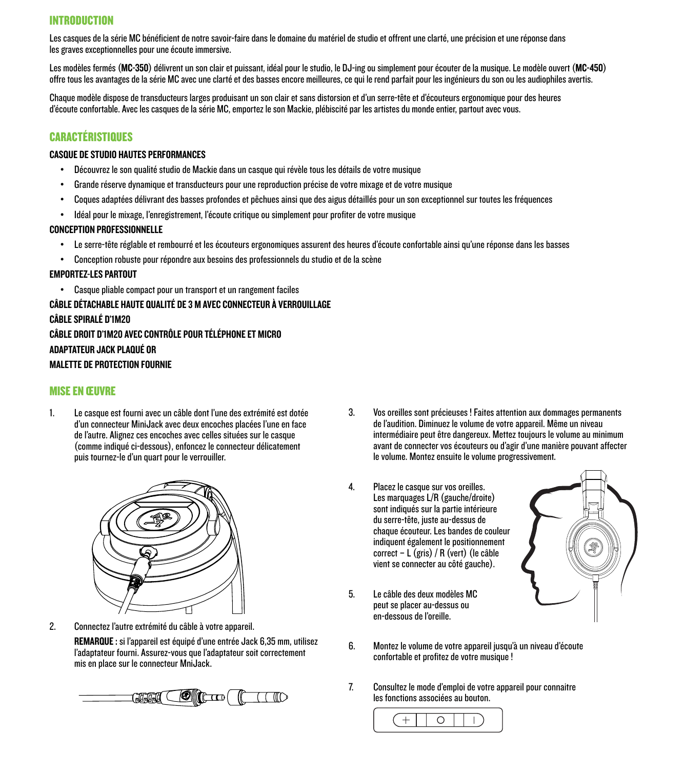## INTRODUCTION

Les casques de la série MC bénéficient de notre savoir-faire dans le domaine du matériel de studio et offrent une clarté, une précision et une réponse dans les graves exceptionnelles pour une écoute immersive.

Les modèles fermés (**MC-350**) délivrent un son clair et puissant, idéal pour le studio, le DJ-ing ou simplement pour écouter de la musique. Le modèle ouvert (**MC-450**) offre tous les avantages de la série MC avec une clarté et des basses encore meilleures, ce qui le rend parfait pour les ingénieurs du son ou les audiophiles avertis.

Chaque modèle dispose de transducteurs larges produisant un son clair et sans distorsion et d'un serre-tête et d'écouteurs ergonomique pour des heures d'écoute confortable. Avec les casques de la série MC, emportez le son Mackie, plébiscité par les artistes du monde entier, partout avec vous.

## CARACTÉRISTIQUES

**CASQUE DE STUDIO HAUTES PERFORMANCES**

- Découvrez le son qualité studio de Mackie dans un casque qui révèle tous les détails de votre musique
- Grande réserve dynamique et transducteurs pour une reproduction précise de votre mixage et de votre musique
- Coques adaptées délivrant des basses profondes et pêchues ainsi que des aigus détaillés pour un son exceptionnel sur toutes les fréquences
- Idéal pour le mixage, l'enregistrement, l'écoute critique ou simplement pour profiter de votre musique

**CONCEPTION PROFESSIONNELLE**

- Le serre-tête réglable et rembourré et les écouteurs ergonomiques assurent des heures d'écoute confortable ainsi qu'une réponse dans les basses
- Conception robuste pour répondre aux besoins des professionnels du studio et de la scène

**EMPORTEZ-LES PARTOUT**

- Casque pliable compact pour un transport et un rangement faciles

**CÂBLE DÉTACHABLE HAUTE QUALITÉ DE 3 M AVEC CONNECTEUR À VERROUILLAGE**

**CÂBLE SPIRALÉ D'1M20**

**CÂBLE DROIT D'1M20 AVEC CONTRÔLE POUR TÉLÉPHONE ET MICRO**

**ADAPTATEUR JACK PLAQUÉ OR**

**MALETTE DE PROTECTION FOURNIE**

## MISE EN ŒUVRE

1. Le casque est fourni avec un câble dont l'une des extrémité est dotée d'un connecteur MiniJack avec deux encoches placées l'une en face de l'autre. Alignez ces encoches avec celles situées sur le casque (comme indiqué ci-dessous), enfoncez le connecteur délicatement puis tournez-le d'un quart pour le verrouiller.

2. Connectez l'autre extrémité du câble à votre appareil.

   **REMARQUE :** si l'appareil est équipé d'une entrée Jack 6,35 mm, utilisez l'adaptateur fourni. Assurez-vous que l'adaptateur soit correctement mis en place sur le connecteur MniJack.

3. Vos oreilles sont précieuses ! Faites attention aux dommages permanents de l'audition. Diminuez le volume de votre appareil. Même un niveau intermédiaire peut être dangereux. Mettez toujours le volume au minimum avant de connecter vos écouteurs ou d'agir d'une manière pouvant affecter le volume. Montez ensuite le volume progressivement.

4. Placez le casque sur vos oreilles. Les marquages L/R (gauche/droite) sont indiqués sur la partie intérieure du serre-tête, juste au-dessus de chaque écouteur. Les bandes de couleur indiquent également le positionnement correct – L (gris) / R (vert) (le câble vient se connecter au côté gauche).

5. Le câble des deux modèles MC peut se placer au-dessus ou en-dessous de l'oreille.

6. Montez le volume de votre appareil jusqu'à un niveau d'écoute confortable et profitez de votre musique !

7. Consultez le mode d'emploi de votre appareil pour connaitre les fonctions associées au bouton.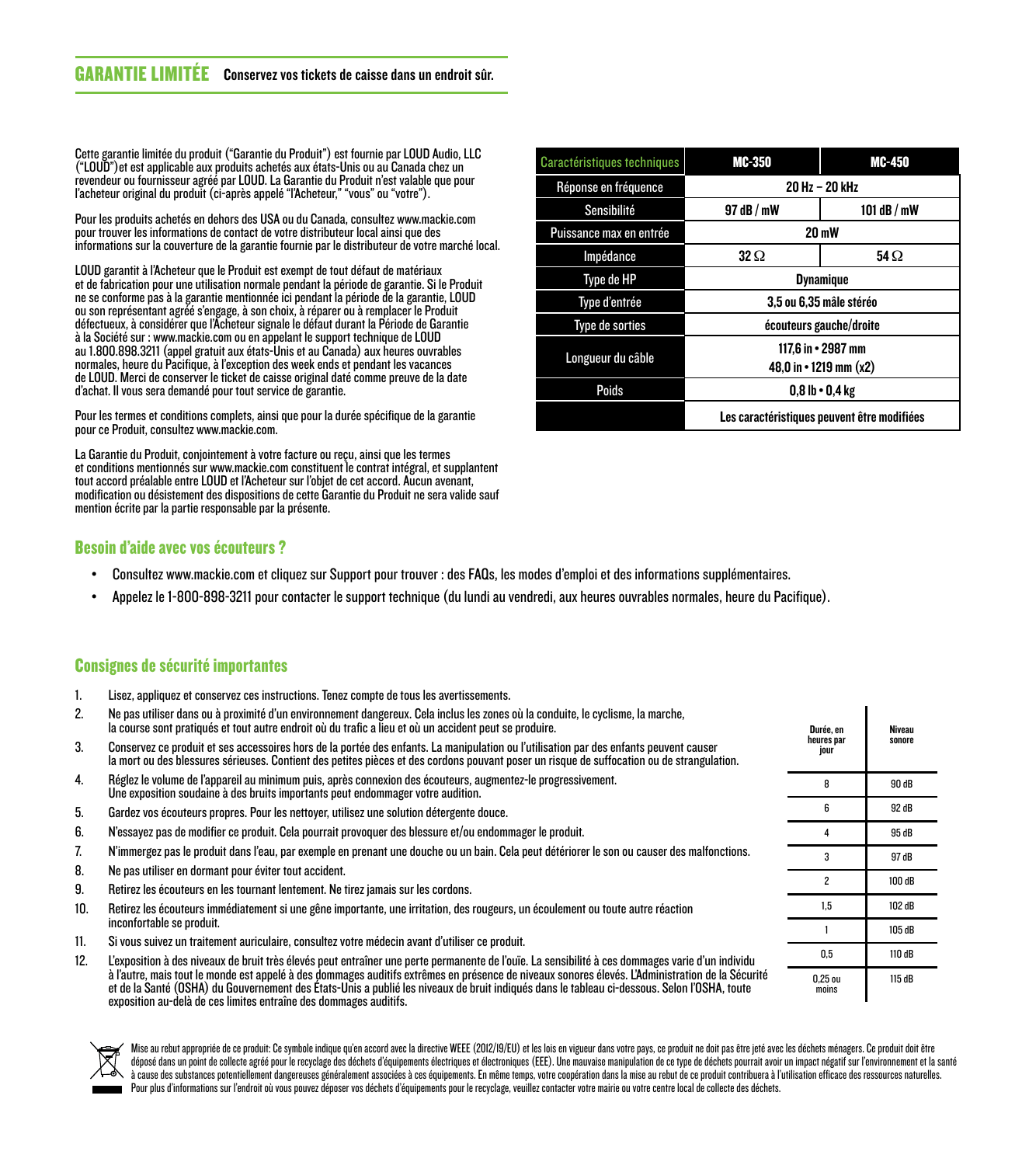## GARANTIE LIMITÉE

**Conservez vos tickets de caisse dans un endroit sûr.**

Cette garantie limitée du produit ("Garantie du Produit") est fournie par LOUD Audio, LLC ("LOUD")et est applicable aux produits achetés aux états-Unis ou au Canada chez un revendeur ou fournisseur agréé par LOUD. La Garantie du Produit n'est valable que pour l'acheteur original du produit (ci-après appelé "l'Acheteur," "vous" ou "votre").

Pour les produits achetés en dehors des USA ou du Canada, consultez www.mackie.com pour trouver les informations de contact de votre distributeur local ainsi que des informations sur la couverture de la garantie fournie par le distributeur de votre marché local.

LOUD garantit à l'Acheteur que le Produit est exempt de tout défaut de matériaux et de fabrication pour une utilisation normale pendant la période de garantie. Si le Produit ne se conforme pas à la garantie mentionnée ici pendant la période de la garantie, LOUD ou son représentant agréé s'engage, à son choix, à réparer ou à remplacer le Produit défectueux, à considérer que l'Acheteur signale le défaut durant la Période de Garantie à la Société sur : www.mackie.com ou en appelant le support technique de LOUD au 1.800.898.3211 (appel gratuit aux états-Unis et au Canada) aux heures ouvrables normales, heure du Pacifique, à l'exception des week ends et pendant les vacances de LOUD. Merci de conserver le ticket de caisse original daté comme preuve de la date d'achat. Il vous sera demandé pour tout service de garantie.

Pour les termes et conditions complets, ainsi que pour la durée spécifique de la garantie pour ce Produit, consultez www.mackie.com.

La Garantie du Produit, conjointement à votre facture ou reçu, ainsi que les termes et conditions mentionnés sur www.mackie.com constituent le contrat intégral, et supplantent tout accord préalable entre LOUD et l'Acheteur sur l'objet de cet accord. Aucun avenant, modification ou désistement des dispositions de cette Garantie du Produit ne sera valide sauf mention écrite par la partie responsable par la présente.

| Caractéristiques techniques | MC-350 | MC-450 |
|---|---|---|
| Réponse en fréquence | 20 Hz – 20 kHz | |
| Sensibilité | 97 dB / mW | 101 dB / mW |
| Puissance max en entrée | 20 mW | |
| Impédance | 32 Ω | 54 Ω |
| Type de HP | Dynamique | |
| Type d'entrée | 3,5 ou 6,35 mâle stéréo | |
| Type de sorties | écouteurs gauche/droite | |
| Longueur du câble | 117,6 in • 2987 mm<br>48,0 in • 1219 mm (x2) | |
| Poids | 0,8 lb • 0,4 kg | |
| | Les caractéristiques peuvent être modifiées | |

### Besoin d'aide avec vos écouteurs ?

- Consultez www.mackie.com et cliquez sur Support pour trouver : des FAQs, les modes d'emploi et des informations supplémentaires.
- Appelez le 1-800-898-3211 pour contacter le support technique (du lundi au vendredi, aux heures ouvrables normales, heure du Pacifique).

### Consignes de sécurité importantes

1. Lisez, appliquez et conservez ces instructions. Tenez compte de tous les avertissements.
2. Ne pas utiliser dans ou à proximité d'un environnement dangereux. Cela inclus les zones où la conduite, le cyclisme, la marche, la course sont pratiqués et tout autre endroit où du trafic a lieu et où un accident peut se produire.
3. Conservez ce produit et ses accessoires hors de la portée des enfants. La manipulation ou l'utilisation par des enfants peuvent causer la mort ou des blessures sérieuses. Contient des petites pièces et des cordons pouvant poser un risque de suffocation ou de strangulation.
4. Réglez le volume de l'appareil au minimum puis, après connexion des écouteurs, augmentez-le progressivement. Une exposition soudaine à des bruits importants peut endommager votre audition.
5. Gardez vos écouteurs propres. Pour les nettoyer, utilisez une solution détergente douce.
6. N'essayez pas de modifier ce produit. Cela pourrait provoquer des blessure et/ou endommager le produit.
7. N'immergez pas le produit dans l'eau, par exemple en prenant une douche ou un bain. Cela peut détériorer le son ou causer des malfonctions.
8. Ne pas utiliser en dormant pour éviter tout accident.
9. Retirez les écouteurs en les tournant lentement. Ne tirez jamais sur les cordons.
10. Retirez les écouteurs immédiatement si une gêne importante, une irritation, des rougeurs, un écoulement ou toute autre réaction inconfortable se produit.
11. Si vous suivez un traitement auriculaire, consultez votre médecin avant d'utiliser ce produit.
12. L'exposition à des niveaux de bruit très élevés peut entraîner une perte permanente de l'ouïe. La sensibilité à ces dommages varie d'un individu à l'autre, mais tout le monde est appelé à des dommages auditifs extrêmes en présence de niveaux sonores élevés. L'Administration de la Sécurité et de la Santé (OSHA) du Gouvernement des États-Unis a publié les niveaux de bruit indiqués dans le tableau ci-dessous. Selon l'OSHA, toute exposition au-delà de ces limites entraîne des dommages auditifs.

| Durée, en heures par jour | Niveau sonore |
|---|---|
| 8 | 90 dB |
| 6 | 92 dB |
| 4 | 95 dB |
| 3 | 97 dB |
| 2 | 100 dB |
| 1,5 | 102 dB |
| 1 | 105 dB |
| 0,5 | 110 dB |
| 0,25 ou moins | 115 dB |

Mise au rebut appropriée de ce produit: Ce symbole indique qu'en accord avec la directive WEEE (2012/19/EU) et les lois en vigueur dans votre pays, ce produit ne doit pas être jeté avec les déchets ménagers. Ce produit doit être déposé dans un point de collecte agréé pour le recyclage des déchets d'équipements électriques et électroniques (EEE). Une mauvaise manipulation de ce type de déchets pourrait avoir un impact négatif sur l'environnement et la santé à cause des substances potentiellement dangereuses généralement associées à ces équipements. En même temps, votre coopération dans la mise au rebut de ce produit contribuera à l'utilisation efficace des ressources naturelles. Pour plus d'informations sur l'endroit où vous pouvez déposer vos déchets d'équipements pour le recyclage, veuillez contacter votre mairie ou votre centre local de collecte des déchets.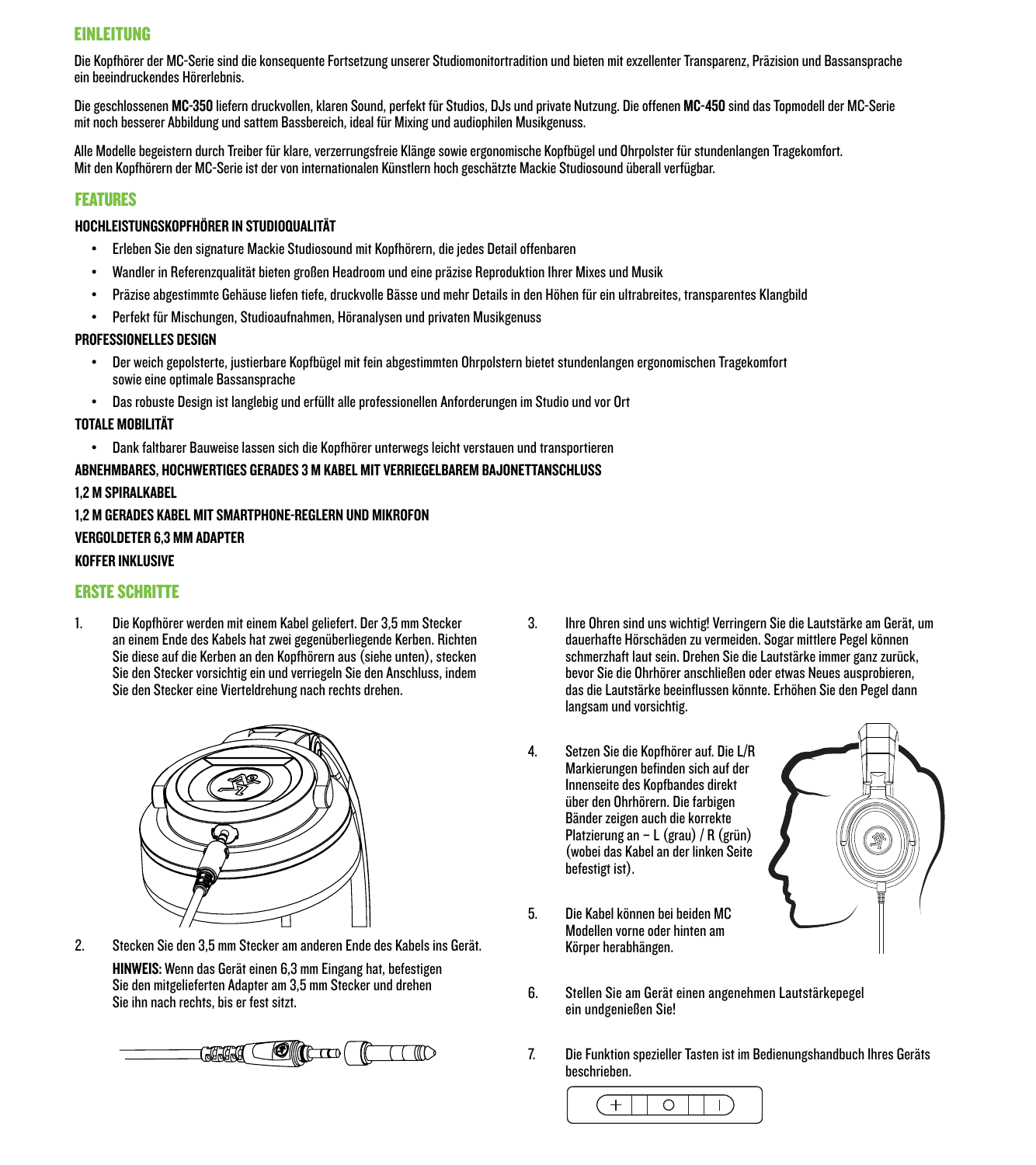## EINLEITUNG

Die Kopfhörer der MC-Serie sind die konsequente Fortsetzung unserer Studiomonitortradition und bieten mit exzellenter Transparenz, Präzision und Bassansprache ein beeindruckendes Hörerlebnis.

Die geschlossenen **MC-350** liefern druckvollen, klaren Sound, perfekt für Studios, DJs und private Nutzung. Die offenen **MC-450** sind das Topmodell der MC-Serie mit noch besserer Abbildung und sattem Bassbereich, ideal für Mixing und audiophilen Musikgenuss.

Alle Modelle begeistern durch Treiber für klare, verzerrungsfreie Klänge sowie ergonomische Kopfbügel und Ohrpolster für stundenlangen Tragekomfort. Mit den Kopfhörern der MC-Serie ist der von internationalen Künstlern hoch geschätzte Mackie Studiosound überall verfügbar.

## FEATURES

### HOCHLEISTUNGSKOPFHÖRER IN STUDIOQUALITÄT

- Erleben Sie den signature Mackie Studiosound mit Kopfhörern, die jedes Detail offenbaren
- Wandler in Referenzqualität bieten großen Headroom und eine präzise Reproduktion Ihrer Mixes und Musik
- Präzise abgestimmte Gehäuse liefen tiefe, druckvolle Bässe und mehr Details in den Höhen für ein ultrabreites, transparentes Klangbild
- Perfekt für Mischungen, Studioaufnahmen, Höranalysen und privaten Musikgenuss

### PROFESSIONELLES DESIGN

- Der weich gepolsterte, justierbare Kopfbügel mit fein abgestimmten Ohrpolstern bietet stundenlangen ergonomischen Tragekomfort sowie eine optimale Bassansprache
- Das robuste Design ist langlebig und erfüllt alle professionellen Anforderungen im Studio und vor Ort

### TOTALE MOBILITÄT

- Dank faltbarer Bauweise lassen sich die Kopfhörer unterwegs leicht verstauen und transportieren

### ABNEHMBARES, HOCHWERTIGES GERADES 3 M KABEL MIT VERRIEGELBAREM BAJONETTANSCHLUSS

### 1,2 M SPIRALKABEL

### 1,2 M GERADES KABEL MIT SMARTPHONE-REGLERN UND MIKROFON

### VERGOLDETER 6,3 MM ADAPTER

### KOFFER INKLUSIVE

## ERSTE SCHRITTE

1. Die Kopfhörer werden mit einem Kabel geliefert. Der 3,5 mm Stecker an einem Ende des Kabels hat zwei gegenüberliegende Kerben. Richten Sie diese auf die Kerben an den Kopfhörern aus (siehe unten), stecken Sie den Stecker vorsichtig ein und verriegeln Sie den Anschluss, indem Sie den Stecker eine Vierteldrehung nach rechts drehen.

2. Stecken Sie den 3,5 mm Stecker am anderen Ende des Kabels ins Gerät.

   **HINWEIS:** Wenn das Gerät einen 6,3 mm Eingang hat, befestigen Sie den mitgelieferten Adapter am 3,5 mm Stecker und drehen Sie ihn nach rechts, bis er fest sitzt.

3. Ihre Ohren sind uns wichtig! Verringern Sie die Lautstärke am Gerät, um dauerhafte Hörschäden zu vermeiden. Sogar mittlere Pegel können schmerzhaft laut sein. Drehen Sie die Lautstärke immer ganz zurück, bevor Sie die Ohrhörer anschließen oder etwas Neues ausprobieren, das die Lautstärke beeinflussen könnte. Erhöhen Sie den Pegel dann langsam und vorsichtig.

4. Setzen Sie die Kopfhörer auf. Die L/R Markierungen befinden sich auf der Innenseite des Kopfbandes direkt über den Ohrhörern. Die farbigen Bänder zeigen auch die korrekte Platzierung an – L (grau) / R (grün) (wobei das Kabel an der linken Seite befestigt ist).

5. Die Kabel können bei beiden MC Modellen vorne oder hinten am Körper herabhängen.

6. Stellen Sie am Gerät einen angenehmen Lautstärkepegel ein undgenießen Sie!

7. Die Funktion spezieller Tasten ist im Bedienungshandbuch Ihres Geräts beschrieben.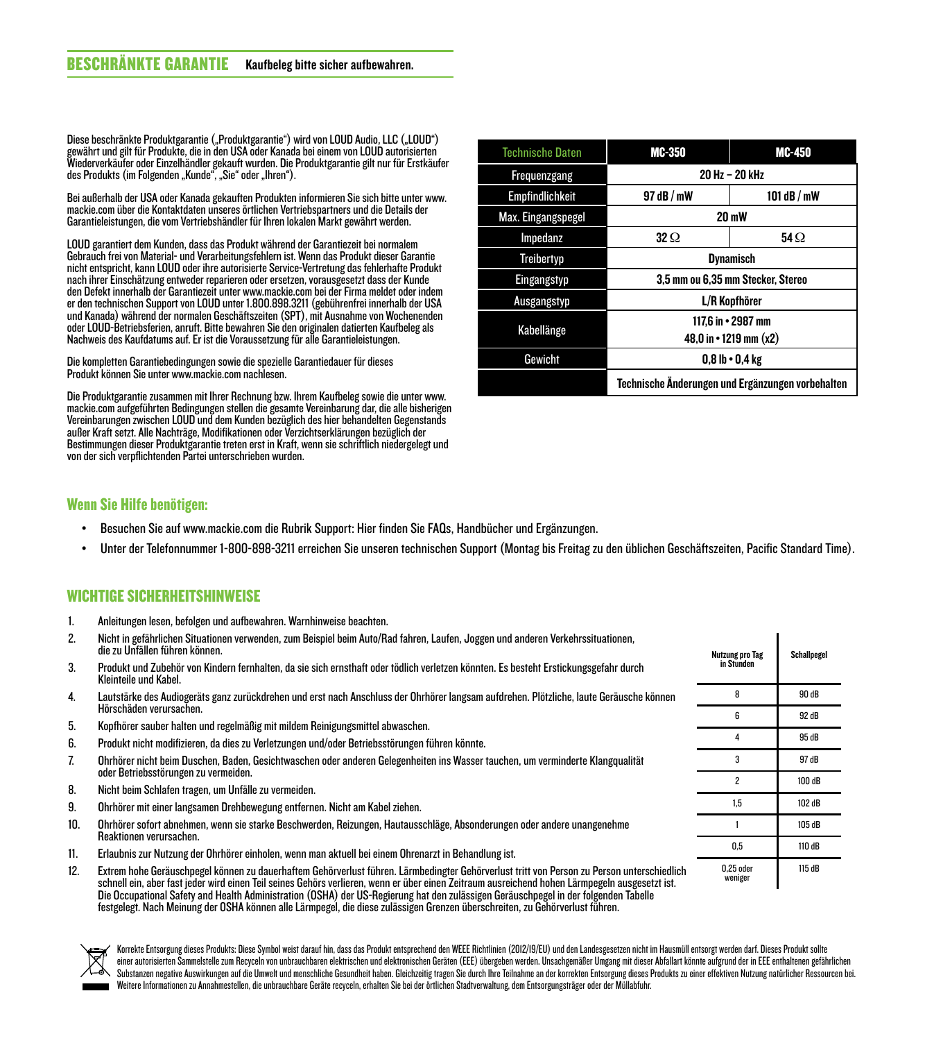## BESCHRÄNKTE GARANTIE

**Kaufbeleg bitte sicher aufbewahren.**

Diese beschränkte Produktgarantie („Produktgarantie") wird von LOUD Audio, LLC („LOUD") gewährt und gilt für Produkte, die in den USA oder Kanada bei einem von LOUD autorisierten Wiederverkäufer oder Einzelhändler gekauft wurden. Die Produktgarantie gilt nur für Erstkäufer des Produkts (im Folgenden „Kunde", „Sie" oder „Ihren").

Bei außerhalb der USA oder Kanada gekauften Produkten informieren Sie sich bitte unter www.mackie.com über die Kontaktdaten unseres örtlichen Vertriebspartners und die Details der Garantieleistungen, die vom Vertriebshändler für Ihren lokalen Markt gewährt werden.

LOUD garantiert dem Kunden, dass das Produkt während der Garantiezeit bei normalem Gebrauch frei von Material- und Verarbeitungsfehlern ist. Wenn das Produkt dieser Garantie nicht entspricht, kann LOUD oder ihre autorisierte Service-Vertretung das fehlerhafte Produkt nach ihrer Einschätzung entweder reparieren oder ersetzen, vorausgesetzt dass der Kunde den Defekt innerhalb der Garantiezeit unter www.mackie.com bei der Firma meldet oder indem er den technischen Support von LOUD unter 1.800.898.3211 (gebührenfrei innerhalb der USA und Kanada) während der normalen Geschäftszeiten (SPT), mit Ausnahme von Wochenenden oder LOUD-Betriebsferien, anruft. Bitte bewahren Sie den originalen datierten Kaufbeleg als Nachweis des Kaufdatums auf. Er ist die Voraussetzung für alle Garantieleistungen.

Die kompletten Garantiebedingungen sowie die spezielle Garantiedauer für dieses Produkt können Sie unter www.mackie.com nachlesen.

Die Produktgarantie zusammen mit Ihrer Rechnung bzw. Ihrem Kaufbeleg sowie die unter www.mackie.com aufgeführten Bedingungen stellen die gesamte Vereinbarung dar, die alle bisherigen Vereinbarungen zwischen LOUD und dem Kunden bezüglich des hier behandelten Gegenstands außer Kraft setzt. Alle Nachträge, Modifikationen oder Verzichtserklärungen bezüglich der Bestimmungen dieser Produktgarantie treten erst in Kraft, wenn sie schriftlich niedergelegt und von der sich verpflichtenden Partei unterschrieben wurden.

| Technische Daten | MC-350 | MC-450 |
|---|---|---|
| Frequenzgang | 20 Hz – 20 kHz | |
| Empfindlichkeit | 97 dB / mW | 101 dB / mW |
| Max. Eingangspegel | 20 mW | |
| Impedanz | 32 Ω | 54 Ω |
| Treibertyp | Dynamisch | |
| Eingangstyp | 3,5 mm ou 6,35 mm Stecker, Stereo | |
| Ausgangstyp | L/R Kopfhörer | |
| Kabellänge | 117,6 in • 2987 mm<br>48,0 in • 1219 mm (x2) | |
| Gewicht | 0,8 lb • 0,4 kg | |
| | Technische Änderungen und Ergänzungen vorbehalten | |

## Wenn Sie Hilfe benötigen:

- Besuchen Sie auf www.mackie.com die Rubrik Support: Hier finden Sie FAQs, Handbücher und Ergänzungen.
- Unter der Telefonnummer 1-800-898-3211 erreichen Sie unseren technischen Support (Montag bis Freitag zu den üblichen Geschäftszeiten, Pacific Standard Time).

## WICHTIGE SICHERHEITSHINWEISE

1. Anleitungen lesen, befolgen und aufbewahren. Warnhinweise beachten.
2. Nicht in gefährlichen Situationen verwenden, zum Beispiel beim Auto/Rad fahren, Laufen, Joggen und anderen Verkehrssituationen, die zu Unfällen führen können.
3. Produkt und Zubehör von Kindern fernhalten, da sie sich ernsthaft oder tödlich verletzen könnten. Es besteht Erstickungsgefahr durch Kleinteile und Kabel.
4. Lautstärke des Audiogeräts ganz zurückdrehen und erst nach Anschluss der Ohrhörer langsam aufdrehen. Plötzliche, laute Geräusche können Hörschäden verursachen.
5. Kopfhörer sauber halten und regelmäßig mit mildem Reinigungsmittel abwaschen.
6. Produkt nicht modifizieren, da dies zu Verletzungen und/oder Betriebsstörungen führen könnte.
7. Ohrhörer nicht beim Duschen, Baden, Gesichtwaschen oder anderen Gelegenheiten ins Wasser tauchen, um verminderte Klangqualität oder Betriebsstörungen zu vermeiden.
8. Nicht beim Schlafen tragen, um Unfälle zu vermeiden.
9. Ohrhörer mit einer langsamen Drehbewegung entfernen. Nicht am Kabel ziehen.
10. Ohrhörer sofort abnehmen, wenn sie starke Beschwerden, Reizungen, Hautausschläge, Absonderungen oder andere unangenehme Reaktionen verursachen.
11. Erlaubnis zur Nutzung der Ohrhörer einholen, wenn man aktuell bei einem Ohrenarzt in Behandlung ist.
12. Extrem hohe Geräuschpegel können zu dauerhaftem Gehörverlust führen. Lärmbedingter Gehörverlust tritt von Person zu Person unterschiedlich schnell ein, aber fast jeder wird einen Teil seines Gehörs verlieren, wenn er über einen Zeitraum ausreichend hohen Lärmpegeln ausgesetzt ist. Die Occupational Safety and Health Administration (OSHA) der US-Regierung hat den zulässigen Geräuschpegel in der folgenden Tabelle festgelegt. Nach Meinung der OSHA können alle Lärmpegel, die diese zulässigen Grenzen überschreiten, zu Gehörverlust führen.

| Nutzung pro Tag in Stunden | Schallpegel |
|---|---|
| 8 | 90 dB |
| 6 | 92 dB |
| 4 | 95 dB |
| 3 | 97 dB |
| 2 | 100 dB |
| 1,5 | 102 dB |
| 1 | 105 dB |
| 0,5 | 110 dB |
| 0,25 oder weniger | 115 dB |

Korrekte Entsorgung dieses Produkts: Diese Symbol weist darauf hin, dass das Produkt entsprechend den WEEE Richtlinien (2012/19/EU) und den Landesgesetzen nicht im Hausmüll entsorgt werden darf. Dieses Produkt sollte einer autorisierten Sammelstelle zum Recyceln von unbrauchbaren elektrischen und elektronischen Geräten (EEE) übergeben werden. Unsachgemäßer Umgang mit dieser Abfallart könnte aufgrund der in EEE enthaltenen gefährlichen Substanzen negative Auswirkungen auf die Umwelt und menschliche Gesundheit haben. Gleichzeitig tragen Sie durch Ihre Teilnahme an der korrekten Entsorgung dieses Produkts zu einer effektiven Nutzung natürlicher Ressourcen bei. Weitere Informationen zu Annahmestellen, die unbrauchbare Geräte recyceln, erhalten Sie bei der örtlichen Stadtverwaltung, dem Entsorgungsträger oder der Müllabfuhr.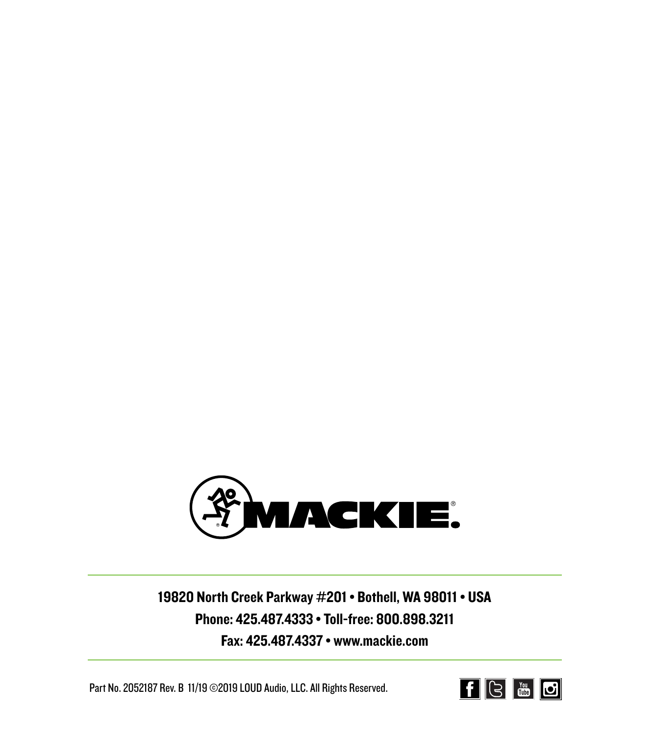MACKIE.

**19820 North Creek Parkway #201 • Bothell, WA 98011 • USA**

**Phone: 425.487.4333 • Toll-free: 800.898.3211**

**Fax: 425.487.4337 • www.mackie.com**

Part No. 2052187 Rev. B 11/19 ©2019 LOUD Audio, LLC. All Rights Reserved.